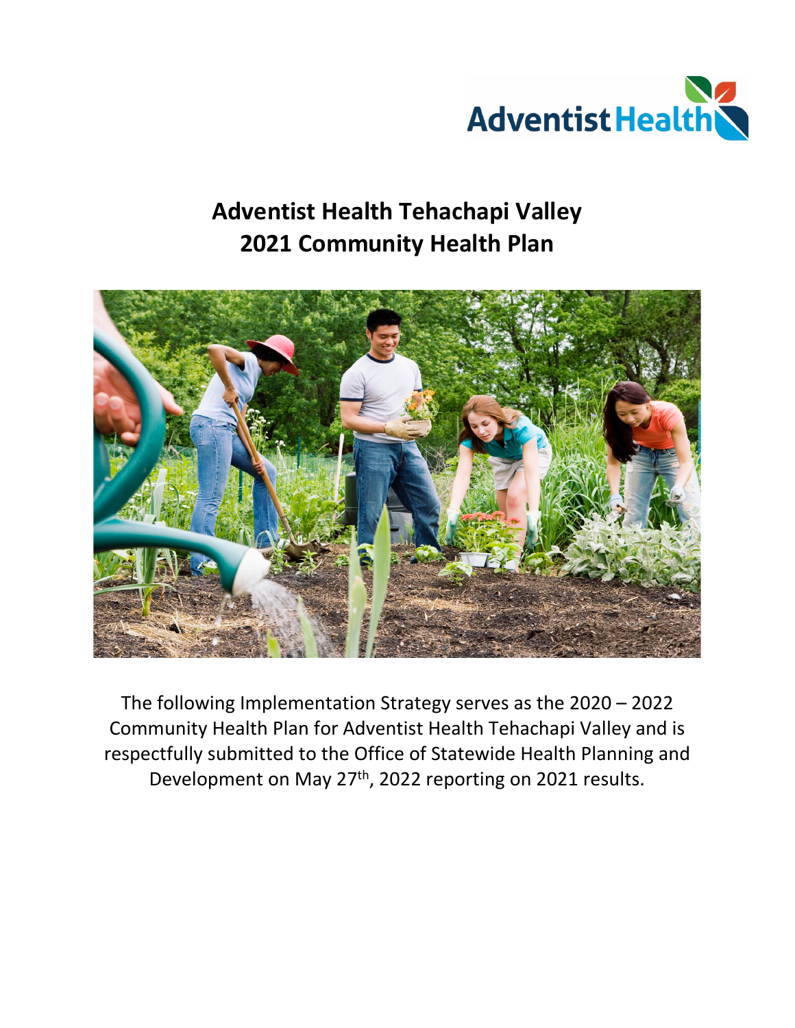# Adventist Health Tehachapi Valley
# 2021 Community Health Plan

The following Implementation Strategy serves as the 2020 – 2022 Community Health Plan for Adventist Health Tehachapi Valley and is respectfully submitted to the Office of Statewide Health Planning and Development on May 27th, 2022 reporting on 2021 results.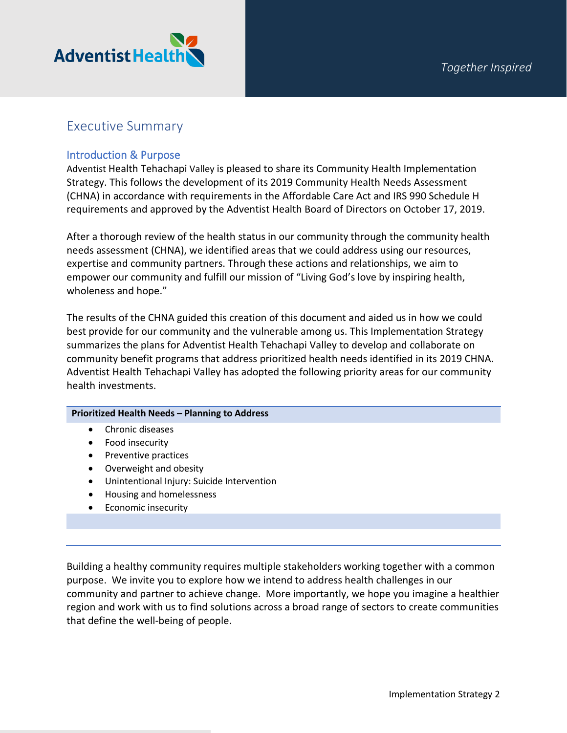# Executive Summary

## Introduction & Purpose

Adventist Health Tehachapi Valley is pleased to share its Community Health Implementation Strategy. This follows the development of its 2019 Community Health Needs Assessment (CHNA) in accordance with requirements in the Affordable Care Act and IRS 990 Schedule H requirements and approved by the Adventist Health Board of Directors on October 17, 2019.

After a thorough review of the health status in our community through the community health needs assessment (CHNA), we identified areas that we could address using our resources, expertise and community partners. Through these actions and relationships, we aim to empower our community and fulfill our mission of "Living God's love by inspiring health, wholeness and hope."

The results of the CHNA guided this creation of this document and aided us in how we could best provide for our community and the vulnerable among us. This Implementation Strategy summarizes the plans for Adventist Health Tehachapi Valley to develop and collaborate on community benefit programs that address prioritized health needs identified in its 2019 CHNA. Adventist Health Tehachapi Valley has adopted the following priority areas for our community health investments.

| Prioritized Health Needs – Planning to Address |
| --- |
| • Chronic diseases<br>• Food insecurity<br>• Preventive practices<br>• Overweight and obesity<br>• Unintentional Injury: Suicide Intervention<br>• Housing and homelessness<br>• Economic insecurity |

Building a healthy community requires multiple stakeholders working together with a common purpose. We invite you to explore how we intend to address health challenges in our community and partner to achieve change. More importantly, we hope you imagine a healthier region and work with us to find solutions across a broad range of sectors to create communities that define the well-being of people.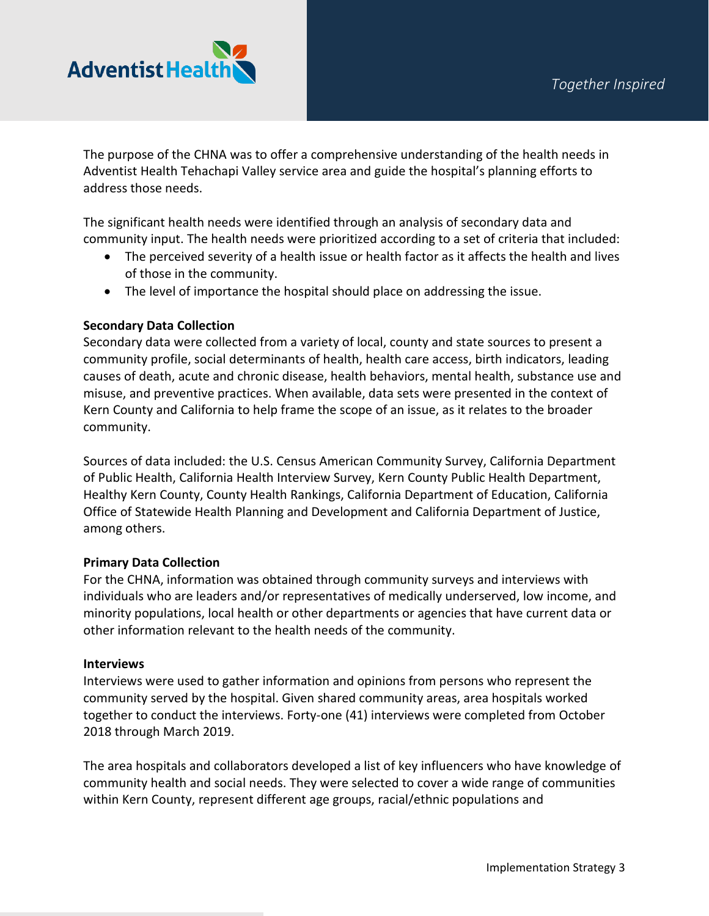The purpose of the CHNA was to offer a comprehensive understanding of the health needs in Adventist Health Tehachapi Valley service area and guide the hospital's planning efforts to address those needs.

The significant health needs were identified through an analysis of secondary data and community input. The health needs were prioritized according to a set of criteria that included:

- The perceived severity of a health issue or health factor as it affects the health and lives of those in the community.
- The level of importance the hospital should place on addressing the issue.

**Secondary Data Collection**

Secondary data were collected from a variety of local, county and state sources to present a community profile, social determinants of health, health care access, birth indicators, leading causes of death, acute and chronic disease, health behaviors, mental health, substance use and misuse, and preventive practices. When available, data sets were presented in the context of Kern County and California to help frame the scope of an issue, as it relates to the broader community.

Sources of data included: the U.S. Census American Community Survey, California Department of Public Health, California Health Interview Survey, Kern County Public Health Department, Healthy Kern County, County Health Rankings, California Department of Education, California Office of Statewide Health Planning and Development and California Department of Justice, among others.

**Primary Data Collection**

For the CHNA, information was obtained through community surveys and interviews with individuals who are leaders and/or representatives of medically underserved, low income, and minority populations, local health or other departments or agencies that have current data or other information relevant to the health needs of the community.

**Interviews**

Interviews were used to gather information and opinions from persons who represent the community served by the hospital. Given shared community areas, area hospitals worked together to conduct the interviews. Forty-one (41) interviews were completed from October 2018 through March 2019.

The area hospitals and collaborators developed a list of key influencers who have knowledge of community health and social needs. They were selected to cover a wide range of communities within Kern County, represent different age groups, racial/ethnic populations and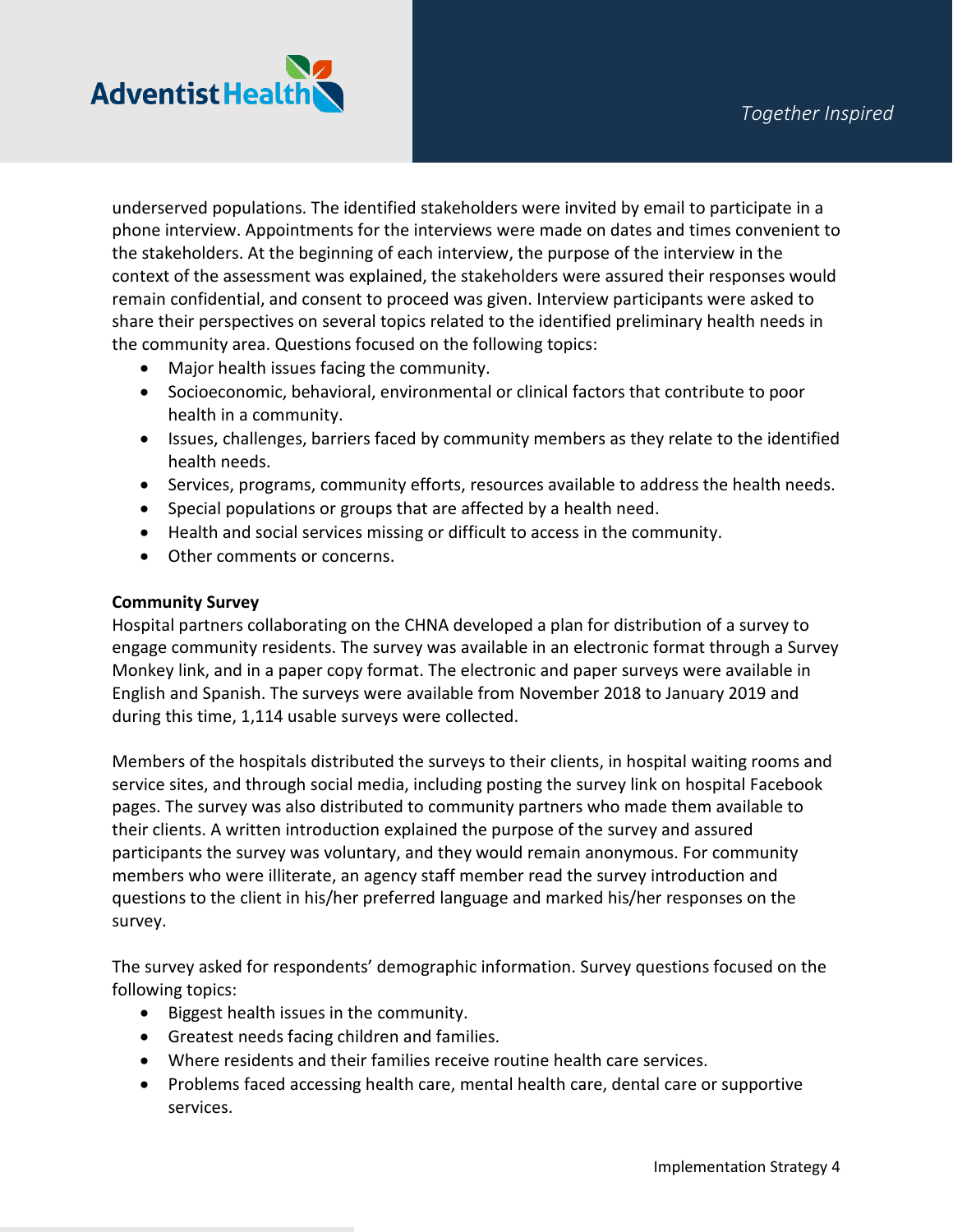underserved populations. The identified stakeholders were invited by email to participate in a phone interview. Appointments for the interviews were made on dates and times convenient to the stakeholders. At the beginning of each interview, the purpose of the interview in the context of the assessment was explained, the stakeholders were assured their responses would remain confidential, and consent to proceed was given. Interview participants were asked to share their perspectives on several topics related to the identified preliminary health needs in the community area. Questions focused on the following topics:

- Major health issues facing the community.
- Socioeconomic, behavioral, environmental or clinical factors that contribute to poor health in a community.
- Issues, challenges, barriers faced by community members as they relate to the identified health needs.
- Services, programs, community efforts, resources available to address the health needs.
- Special populations or groups that are affected by a health need.
- Health and social services missing or difficult to access in the community.
- Other comments or concerns.

**Community Survey**

Hospital partners collaborating on the CHNA developed a plan for distribution of a survey to engage community residents. The survey was available in an electronic format through a Survey Monkey link, and in a paper copy format. The electronic and paper surveys were available in English and Spanish. The surveys were available from November 2018 to January 2019 and during this time, 1,114 usable surveys were collected.

Members of the hospitals distributed the surveys to their clients, in hospital waiting rooms and service sites, and through social media, including posting the survey link on hospital Facebook pages. The survey was also distributed to community partners who made them available to their clients. A written introduction explained the purpose of the survey and assured participants the survey was voluntary, and they would remain anonymous. For community members who were illiterate, an agency staff member read the survey introduction and questions to the client in his/her preferred language and marked his/her responses on the survey.

The survey asked for respondents' demographic information. Survey questions focused on the following topics:

- Biggest health issues in the community.
- Greatest needs facing children and families.
- Where residents and their families receive routine health care services.
- Problems faced accessing health care, mental health care, dental care or supportive services.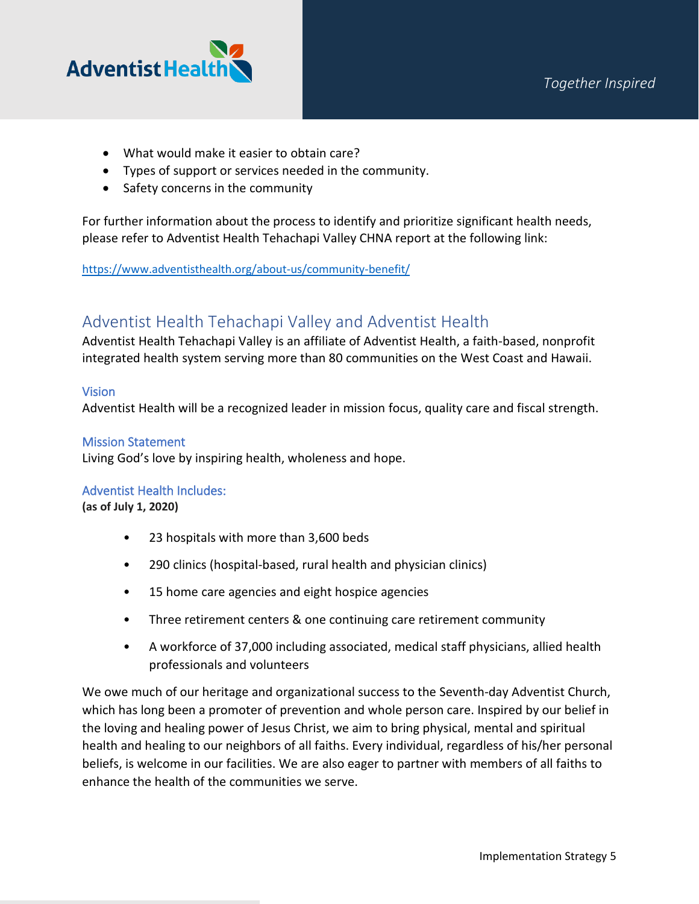- What would make it easier to obtain care?
- Types of support or services needed in the community.
- Safety concerns in the community

For further information about the process to identify and prioritize significant health needs, please refer to Adventist Health Tehachapi Valley CHNA report at the following link:

https://www.adventisthealth.org/about-us/community-benefit/

## Adventist Health Tehachapi Valley and Adventist Health

Adventist Health Tehachapi Valley is an affiliate of Adventist Health, a faith-based, nonprofit integrated health system serving more than 80 communities on the West Coast and Hawaii.

### Vision

Adventist Health will be a recognized leader in mission focus, quality care and fiscal strength.

### Mission Statement

Living God's love by inspiring health, wholeness and hope.

### Adventist Health Includes:

**(as of July 1, 2020)**

- 23 hospitals with more than 3,600 beds
- 290 clinics (hospital-based, rural health and physician clinics)
- 15 home care agencies and eight hospice agencies
- Three retirement centers & one continuing care retirement community
- A workforce of 37,000 including associated, medical staff physicians, allied health professionals and volunteers

We owe much of our heritage and organizational success to the Seventh-day Adventist Church, which has long been a promoter of prevention and whole person care. Inspired by our belief in the loving and healing power of Jesus Christ, we aim to bring physical, mental and spiritual health and healing to our neighbors of all faiths. Every individual, regardless of his/her personal beliefs, is welcome in our facilities. We are also eager to partner with members of all faiths to enhance the health of the communities we serve.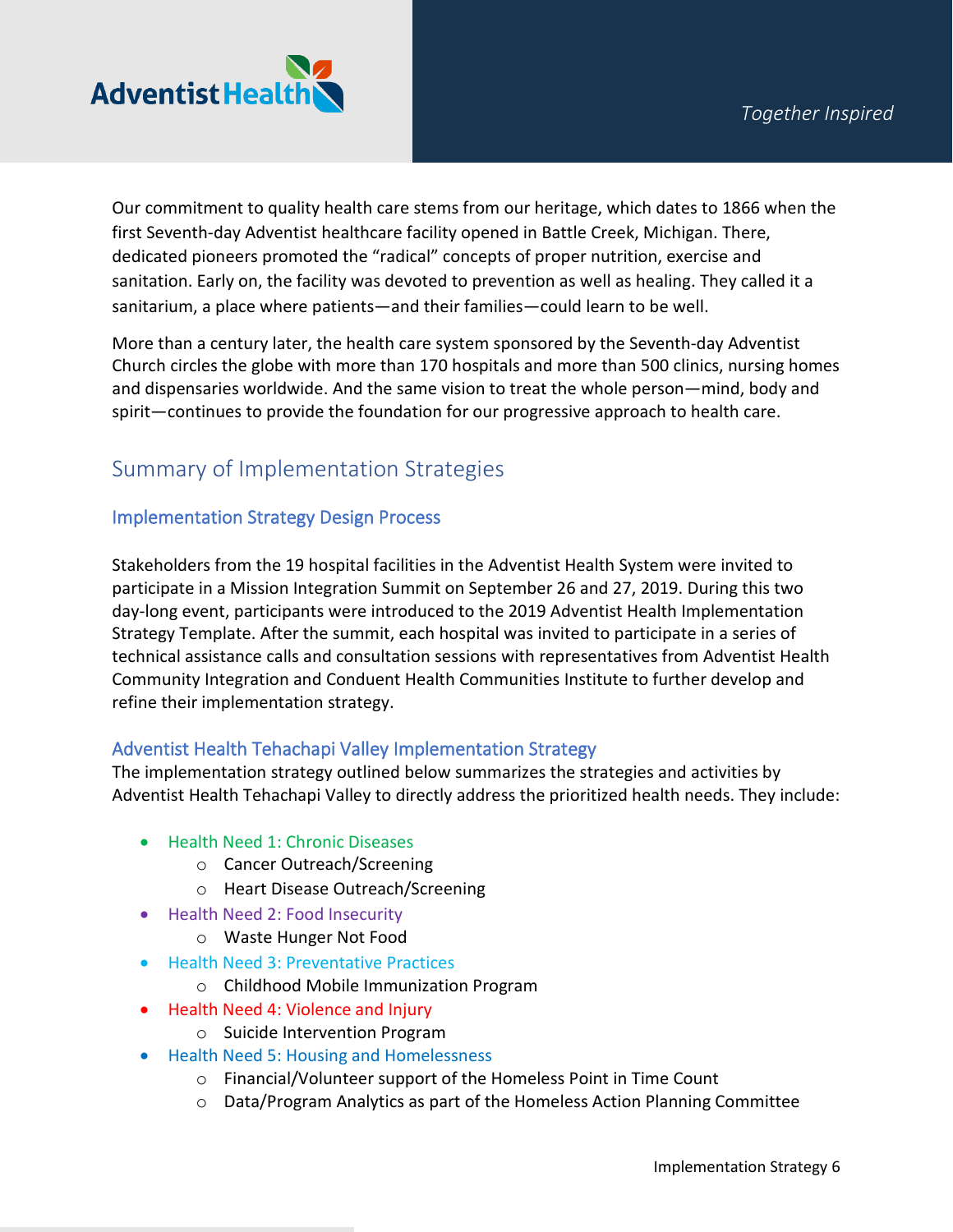Our commitment to quality health care stems from our heritage, which dates to 1866 when the first Seventh-day Adventist healthcare facility opened in Battle Creek, Michigan. There, dedicated pioneers promoted the "radical" concepts of proper nutrition, exercise and sanitation. Early on, the facility was devoted to prevention as well as healing. They called it a sanitarium, a place where patients—and their families—could learn to be well.

More than a century later, the health care system sponsored by the Seventh-day Adventist Church circles the globe with more than 170 hospitals and more than 500 clinics, nursing homes and dispensaries worldwide. And the same vision to treat the whole person—mind, body and spirit—continues to provide the foundation for our progressive approach to health care.

## Summary of Implementation Strategies

### Implementation Strategy Design Process

Stakeholders from the 19 hospital facilities in the Adventist Health System were invited to participate in a Mission Integration Summit on September 26 and 27, 2019. During this two day-long event, participants were introduced to the 2019 Adventist Health Implementation Strategy Template. After the summit, each hospital was invited to participate in a series of technical assistance calls and consultation sessions with representatives from Adventist Health Community Integration and Conduent Health Communities Institute to further develop and refine their implementation strategy.

### Adventist Health Tehachapi Valley Implementation Strategy

The implementation strategy outlined below summarizes the strategies and activities by Adventist Health Tehachapi Valley to directly address the prioritized health needs. They include:

- Health Need 1: Chronic Diseases
  - Cancer Outreach/Screening
  - Heart Disease Outreach/Screening
- Health Need 2: Food Insecurity
  - Waste Hunger Not Food
- Health Need 3: Preventative Practices
  - Childhood Mobile Immunization Program
- Health Need 4: Violence and Injury
  - Suicide Intervention Program
- Health Need 5: Housing and Homelessness
  - Financial/Volunteer support of the Homeless Point in Time Count
  - Data/Program Analytics as part of the Homeless Action Planning Committee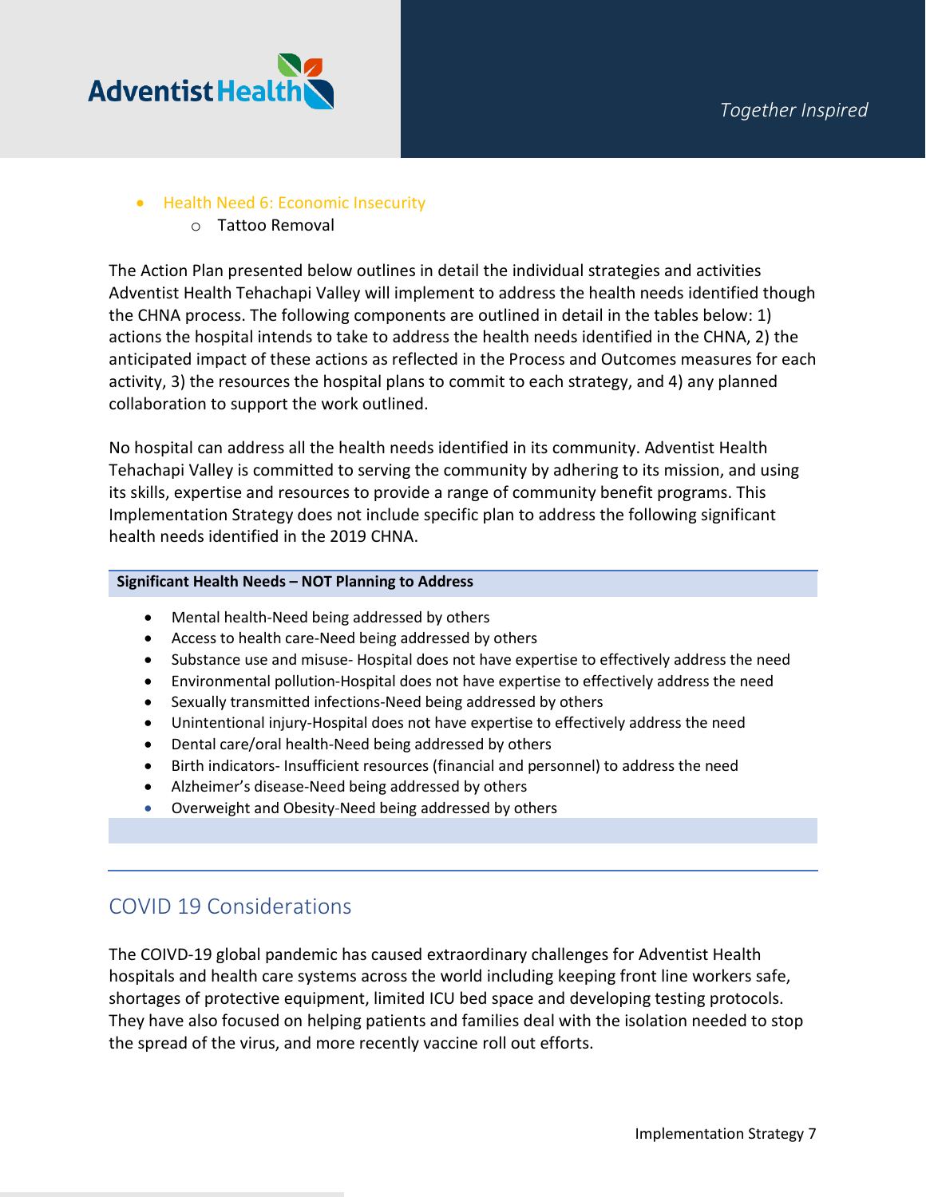- Health Need 6: Economic Insecurity
    - Tattoo Removal

The Action Plan presented below outlines in detail the individual strategies and activities Adventist Health Tehachapi Valley will implement to address the health needs identified though the CHNA process. The following components are outlined in detail in the tables below: 1) actions the hospital intends to take to address the health needs identified in the CHNA, 2) the anticipated impact of these actions as reflected in the Process and Outcomes measures for each activity, 3) the resources the hospital plans to commit to each strategy, and 4) any planned collaboration to support the work outlined.

No hospital can address all the health needs identified in its community. Adventist Health Tehachapi Valley is committed to serving the community by adhering to its mission, and using its skills, expertise and resources to provide a range of community benefit programs. This Implementation Strategy does not include specific plan to address the following significant health needs identified in the 2019 CHNA.

**Significant Health Needs – NOT Planning to Address**

- Mental health-Need being addressed by others
- Access to health care-Need being addressed by others
- Substance use and misuse- Hospital does not have expertise to effectively address the need
- Environmental pollution-Hospital does not have expertise to effectively address the need
- Sexually transmitted infections-Need being addressed by others
- Unintentional injury-Hospital does not have expertise to effectively address the need
- Dental care/oral health-Need being addressed by others
- Birth indicators- Insufficient resources (financial and personnel) to address the need
- Alzheimer's disease-Need being addressed by others
- Overweight and Obesity-Need being addressed by others

## COVID 19 Considerations

The COIVD-19 global pandemic has caused extraordinary challenges for Adventist Health hospitals and health care systems across the world including keeping front line workers safe, shortages of protective equipment, limited ICU bed space and developing testing protocols. They have also focused on helping patients and families deal with the isolation needed to stop the spread of the virus, and more recently vaccine roll out efforts.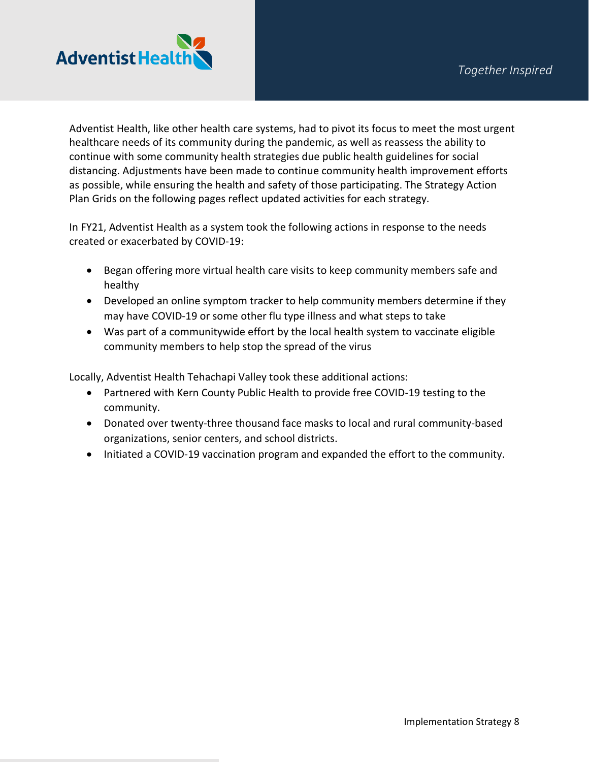Adventist Health, like other health care systems, had to pivot its focus to meet the most urgent healthcare needs of its community during the pandemic, as well as reassess the ability to continue with some community health strategies due public health guidelines for social distancing. Adjustments have been made to continue community health improvement efforts as possible, while ensuring the health and safety of those participating. The Strategy Action Plan Grids on the following pages reflect updated activities for each strategy.

In FY21, Adventist Health as a system took the following actions in response to the needs created or exacerbated by COVID-19:

- Began offering more virtual health care visits to keep community members safe and healthy
- Developed an online symptom tracker to help community members determine if they may have COVID-19 or some other flu type illness and what steps to take
- Was part of a communitywide effort by the local health system to vaccinate eligible community members to help stop the spread of the virus

Locally, Adventist Health Tehachapi Valley took these additional actions:

- Partnered with Kern County Public Health to provide free COVID-19 testing to the community.
- Donated over twenty-three thousand face masks to local and rural community-based organizations, senior centers, and school districts.
- Initiated a COVID-19 vaccination program and expanded the effort to the community.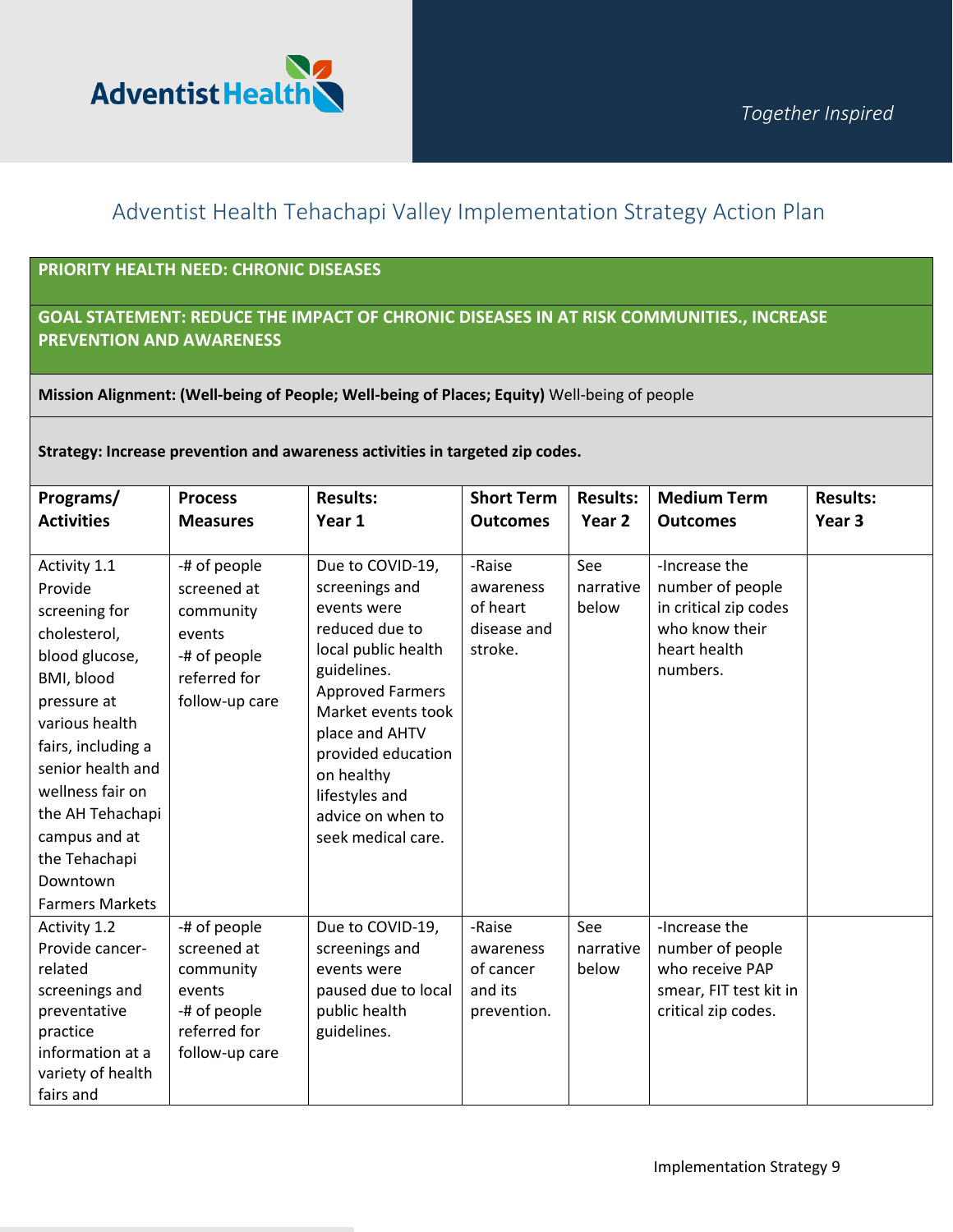# Adventist Health Tehachapi Valley Implementation Strategy Action Plan

**PRIORITY HEALTH NEED: CHRONIC DISEASES**

**GOAL STATEMENT: REDUCE THE IMPACT OF CHRONIC DISEASES IN AT RISK COMMUNITIES., INCREASE PREVENTION AND AWARENESS**

**Mission Alignment: (Well-being of People; Well-being of Places; Equity)** Well-being of people

**Strategy: Increase prevention and awareness activities in targeted zip codes.**

| Programs/ Activities | Process Measures | Results: Year 1 | Short Term Outcomes | Results: Year 2 | Medium Term Outcomes | Results: Year 3 |
|---|---|---|---|---|---|---|
| Activity 1.1 Provide screening for cholesterol, blood glucose, BMI, blood pressure at various health fairs, including a senior health and wellness fair on the AH Tehachapi campus and at the Tehachapi Downtown Farmers Markets | -# of people screened at community events<br>-# of people referred for follow-up care | Due to COVID-19, screenings and events were reduced due to local public health guidelines. Approved Farmers Market events took place and AHTV provided education on healthy lifestyles and advice on when to seek medical care. | -Raise awareness of heart disease and stroke. | See narrative below | -Increase the number of people in critical zip codes who know their heart health numbers. | |
| Activity 1.2 Provide cancer-related screenings and preventative practice information at a variety of health fairs and | -# of people screened at community events<br>-# of people referred for follow-up care | Due to COVID-19, screenings and events were paused due to local public health guidelines. | -Raise awareness of cancer and its prevention. | See narrative below | -Increase the number of people who receive PAP smear, FIT test kit in critical zip codes. | |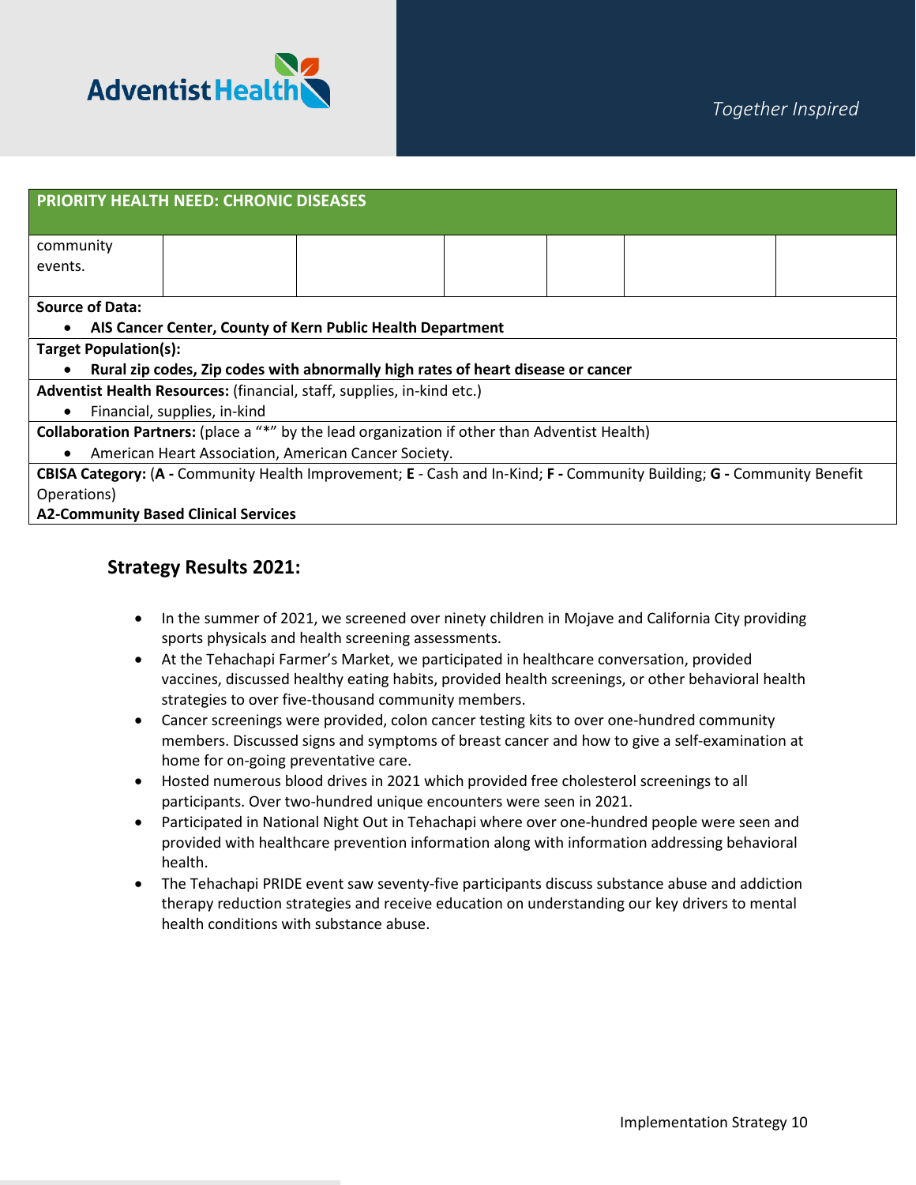| PRIORITY HEALTH NEED: CHRONIC DISEASES | | | | | | |
|---|---|---|---|---|---|---|
| community events. | | | | | | |

**Source of Data:**
- **AIS Cancer Center, County of Kern Public Health Department**

**Target Population(s):**
- **Rural zip codes, Zip codes with abnormally high rates of heart disease or cancer**

**Adventist Health Resources:** (financial, staff, supplies, in-kind etc.)
- Financial, supplies, in-kind

**Collaboration Partners:** (place a "*" by the lead organization if other than Adventist Health)
- American Heart Association, American Cancer Society.

**CBISA Category:** (**A -** Community Health Improvement; **E** - Cash and In-Kind; **F -** Community Building; **G -** Community Benefit Operations)
**A2-Community Based Clinical Services**

## Strategy Results 2021:

- In the summer of 2021, we screened over ninety children in Mojave and California City providing sports physicals and health screening assessments.
- At the Tehachapi Farmer's Market, we participated in healthcare conversation, provided vaccines, discussed healthy eating habits, provided health screenings, or other behavioral health strategies to over five-thousand community members.
- Cancer screenings were provided, colon cancer testing kits to over one-hundred community members. Discussed signs and symptoms of breast cancer and how to give a self-examination at home for on-going preventative care.
- Hosted numerous blood drives in 2021 which provided free cholesterol screenings to all participants. Over two-hundred unique encounters were seen in 2021.
- Participated in National Night Out in Tehachapi where over one-hundred people were seen and provided with healthcare prevention information along with information addressing behavioral health.
- The Tehachapi PRIDE event saw seventy-five participants discuss substance abuse and addiction therapy reduction strategies and receive education on understanding our key drivers to mental health conditions with substance abuse.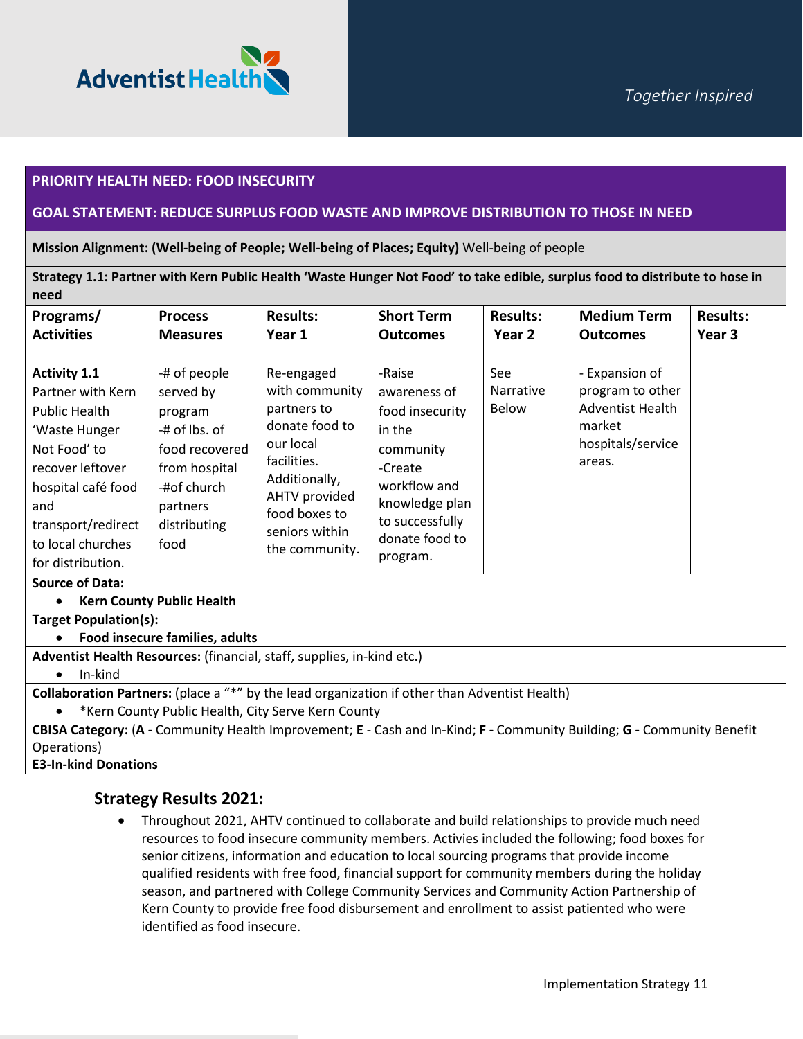**PRIORITY HEALTH NEED: FOOD INSECURITY**

**GOAL STATEMENT: REDUCE SURPLUS FOOD WASTE AND IMPROVE DISTRIBUTION TO THOSE IN NEED**

**Mission Alignment: (Well-being of People; Well-being of Places; Equity)** Well-being of people

**Strategy 1.1: Partner with Kern Public Health 'Waste Hunger Not Food' to take edible, surplus food to distribute to hose in need**

| Programs/ Activities | Process Measures | Results: Year 1 | Short Term Outcomes | Results: Year 2 | Medium Term Outcomes | Results: Year 3 |
|---|---|---|---|---|---|---|
| **Activity 1.1** Partner with Kern Public Health 'Waste Hunger Not Food' to recover leftover hospital café food and transport/redirect to local churches for distribution. | -# of people served by program<br>-# of lbs. of food recovered from hospital<br>-#of church partners distributing food | Re-engaged with community partners to donate food to our local facilities. Additionally, AHTV provided food boxes to seniors within the community. | -Raise awareness of food insecurity in the community<br>-Create workflow and knowledge plan to successfully donate food to program. | See Narrative Below | - Expansion of program to other Adventist Health market hospitals/service areas. | |

**Source of Data:**
- **Kern County Public Health**

**Target Population(s):**
- **Food insecure families, adults**

**Adventist Health Resources:** (financial, staff, supplies, in-kind etc.)
- In-kind

**Collaboration Partners:** (place a "*" by the lead organization if other than Adventist Health)
- *Kern County Public Health, City Serve Kern County

**CBISA Category:** (**A -** Community Health Improvement; **E** - Cash and In-Kind; **F -** Community Building; **G -** Community Benefit Operations)
**E3-In-kind Donations**

## Strategy Results 2021:

- Throughout 2021, AHTV continued to collaborate and build relationships to provide much need resources to food insecure community members. Activies included the following; food boxes for senior citizens, information and education to local sourcing programs that provide income qualified residents with free food, financial support for community members during the holiday season, and partnered with College Community Services and Community Action Partnership of Kern County to provide free food disbursement and enrollment to assist patiented who were identified as food insecure.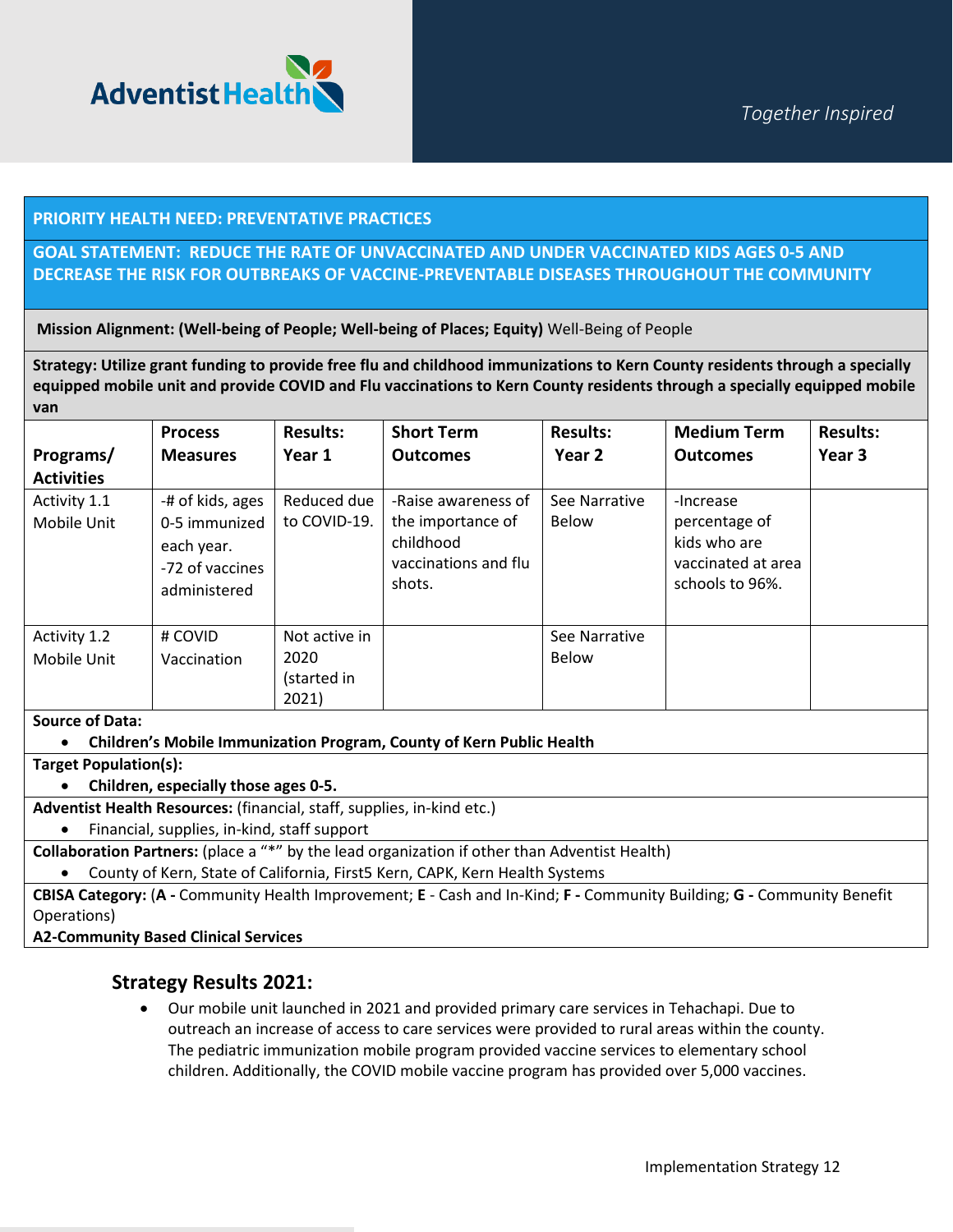**PRIORITY HEALTH NEED: PREVENTATIVE PRACTICES**

**GOAL STATEMENT: REDUCE THE RATE OF UNVACCINATED AND UNDER VACCINATED KIDS AGES 0-5 AND DECREASE THE RISK FOR OUTBREAKS OF VACCINE-PREVENTABLE DISEASES THROUGHOUT THE COMMUNITY**

**Mission Alignment: (Well-being of People; Well-being of Places; Equity)** Well-Being of People

**Strategy: Utilize grant funding to provide free flu and childhood immunizations to Kern County residents through a specially equipped mobile unit and provide COVID and Flu vaccinations to Kern County residents through a specially equipped mobile van**

| Programs/ Activities | Process Measures | Results: Year 1 | Short Term Outcomes | Results: Year 2 | Medium Term Outcomes | Results: Year 3 |
|---|---|---|---|---|---|---|
| Activity 1.1 Mobile Unit | -# of kids, ages 0-5 immunized each year.<br>-72 of vaccines administered | Reduced due to COVID-19. | -Raise awareness of the importance of childhood vaccinations and flu shots. | See Narrative Below | -Increase percentage of kids who are vaccinated at area schools to 96%. | |
| Activity 1.2 Mobile Unit | # COVID Vaccination | Not active in 2020 (started in 2021) | | See Narrative Below | | |

**Source of Data:**
- **Children's Mobile Immunization Program, County of Kern Public Health**

**Target Population(s):**
- **Children, especially those ages 0-5.**

**Adventist Health Resources:** (financial, staff, supplies, in-kind etc.)
- Financial, supplies, in-kind, staff support

**Collaboration Partners:** (place a "*" by the lead organization if other than Adventist Health)
- County of Kern, State of California, First5 Kern, CAPK, Kern Health Systems

**CBISA Category:** (**A -** Community Health Improvement; **E** - Cash and In-Kind; **F -** Community Building; **G -** Community Benefit Operations)
**A2-Community Based Clinical Services**

## Strategy Results 2021:

- Our mobile unit launched in 2021 and provided primary care services in Tehachapi. Due to outreach an increase of access to care services were provided to rural areas within the county. The pediatric immunization mobile program provided vaccine services to elementary school children. Additionally, the COVID mobile vaccine program has provided over 5,000 vaccines.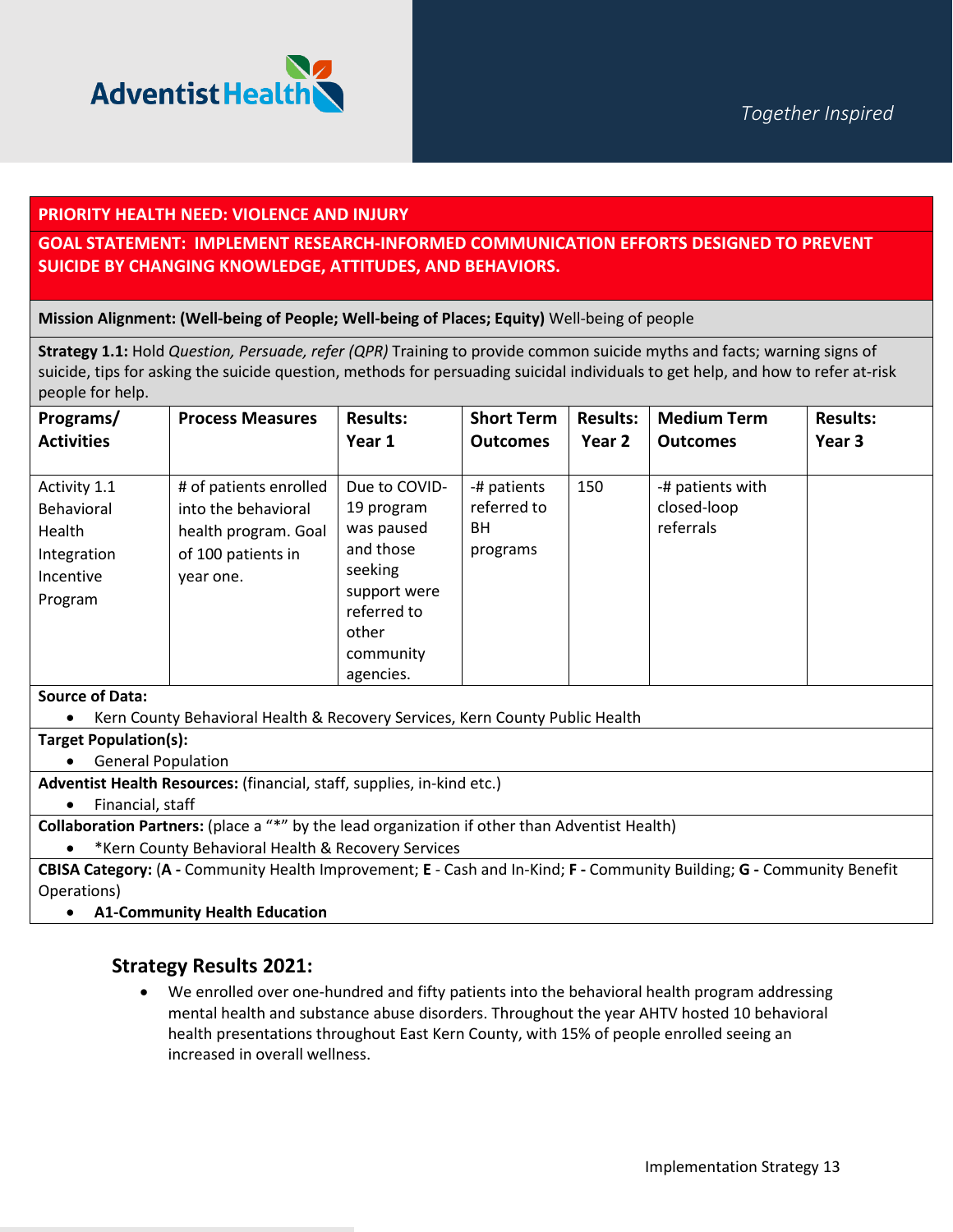**PRIORITY HEALTH NEED: VIOLENCE AND INJURY**

**GOAL STATEMENT: IMPLEMENT RESEARCH-INFORMED COMMUNICATION EFFORTS DESIGNED TO PREVENT SUICIDE BY CHANGING KNOWLEDGE, ATTITUDES, AND BEHAVIORS.**

**Mission Alignment: (Well-being of People; Well-being of Places; Equity)** Well-being of people

**Strategy 1.1:** Hold *Question, Persuade, refer (QPR)* Training to provide common suicide myths and facts; warning signs of suicide, tips for asking the suicide question, methods for persuading suicidal individuals to get help, and how to refer at-risk people for help.

| Programs/ Activities | Process Measures | Results: Year 1 | Short Term Outcomes | Results: Year 2 | Medium Term Outcomes | Results: Year 3 |
|---|---|---|---|---|---|---|
| Activity 1.1 Behavioral Health Integration Incentive Program | # of patients enrolled into the behavioral health program. Goal of 100 patients in year one. | Due to COVID-19 program was paused and those seeking support were referred to other community agencies. | -# patients referred to BH programs | 150 | -# patients with closed-loop referrals | |

**Source of Data:**
- Kern County Behavioral Health & Recovery Services, Kern County Public Health

**Target Population(s):**
- General Population

**Adventist Health Resources:** (financial, staff, supplies, in-kind etc.)
- Financial, staff

**Collaboration Partners:** (place a "*" by the lead organization if other than Adventist Health)
- *Kern County Behavioral Health & Recovery Services

**CBISA Category:** (**A -** Community Health Improvement; **E** - Cash and In-Kind; **F -** Community Building; **G -** Community Benefit Operations)
- **A1-Community Health Education**

### Strategy Results 2021:

- We enrolled over one-hundred and fifty patients into the behavioral health program addressing mental health and substance abuse disorders. Throughout the year AHTV hosted 10 behavioral health presentations throughout East Kern County, with 15% of people enrolled seeing an increased in overall wellness.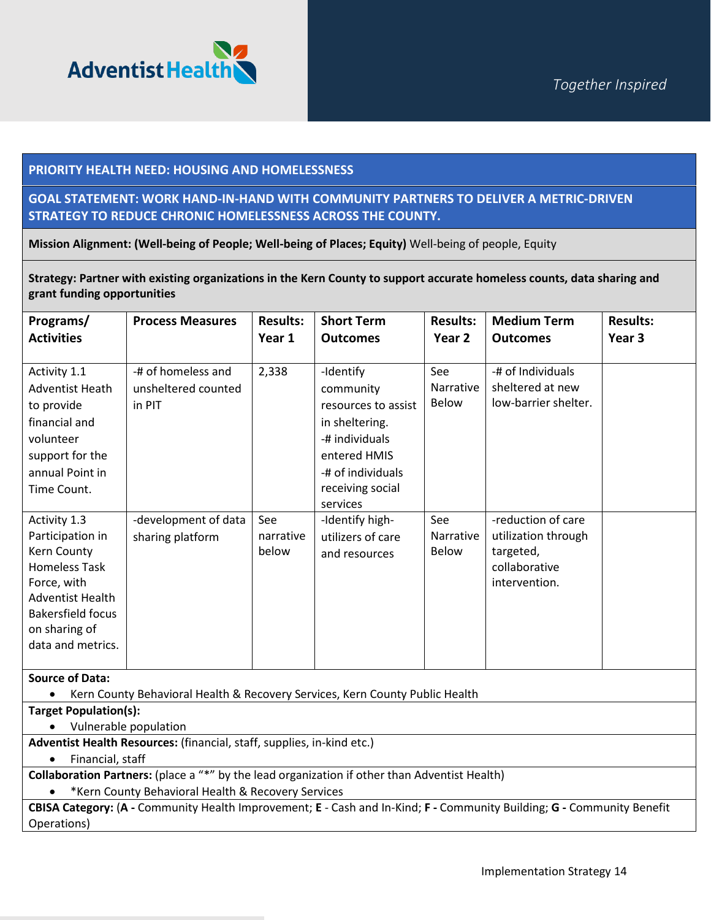**PRIORITY HEALTH NEED: HOUSING AND HOMELESSNESS**

**GOAL STATEMENT: WORK HAND-IN-HAND WITH COMMUNITY PARTNERS TO DELIVER A METRIC-DRIVEN STRATEGY TO REDUCE CHRONIC HOMELESSNESS ACROSS THE COUNTY.**

**Mission Alignment: (Well-being of People; Well-being of Places; Equity)** Well-being of people, Equity

**Strategy: Partner with existing organizations in the Kern County to support accurate homeless counts, data sharing and grant funding opportunities**

| Programs/ Activities | Process Measures | Results: Year 1 | Short Term Outcomes | Results: Year 2 | Medium Term Outcomes | Results: Year 3 |
|---|---|---|---|---|---|---|
| Activity 1.1 Adventist Heath to provide financial and volunteer support for the annual Point in Time Count. | -# of homeless and unsheltered counted in PIT | 2,338 | -Identify community resources to assist in sheltering.<br>-# individuals entered HMIS<br>-# of individuals receiving social services | See Narrative Below | -# of Individuals sheltered at new low-barrier shelter. | |
| Activity 1.3 Participation in Kern County Homeless Task Force, with Adventist Health Bakersfield focus on sharing of data and metrics. | -development of data sharing platform | See narrative below | -Identify high-utilizers of care and resources | See Narrative Below | -reduction of care utilization through targeted, collaborative intervention. | |

**Source of Data:**
- Kern County Behavioral Health & Recovery Services, Kern County Public Health

**Target Population(s):**
- Vulnerable population

**Adventist Health Resources:** (financial, staff, supplies, in-kind etc.)
- Financial, staff

**Collaboration Partners:** (place a "*" by the lead organization if other than Adventist Health)
- *Kern County Behavioral Health & Recovery Services

**CBISA Category:** (**A -** Community Health Improvement; **E** - Cash and In-Kind; **F -** Community Building; **G -** Community Benefit Operations)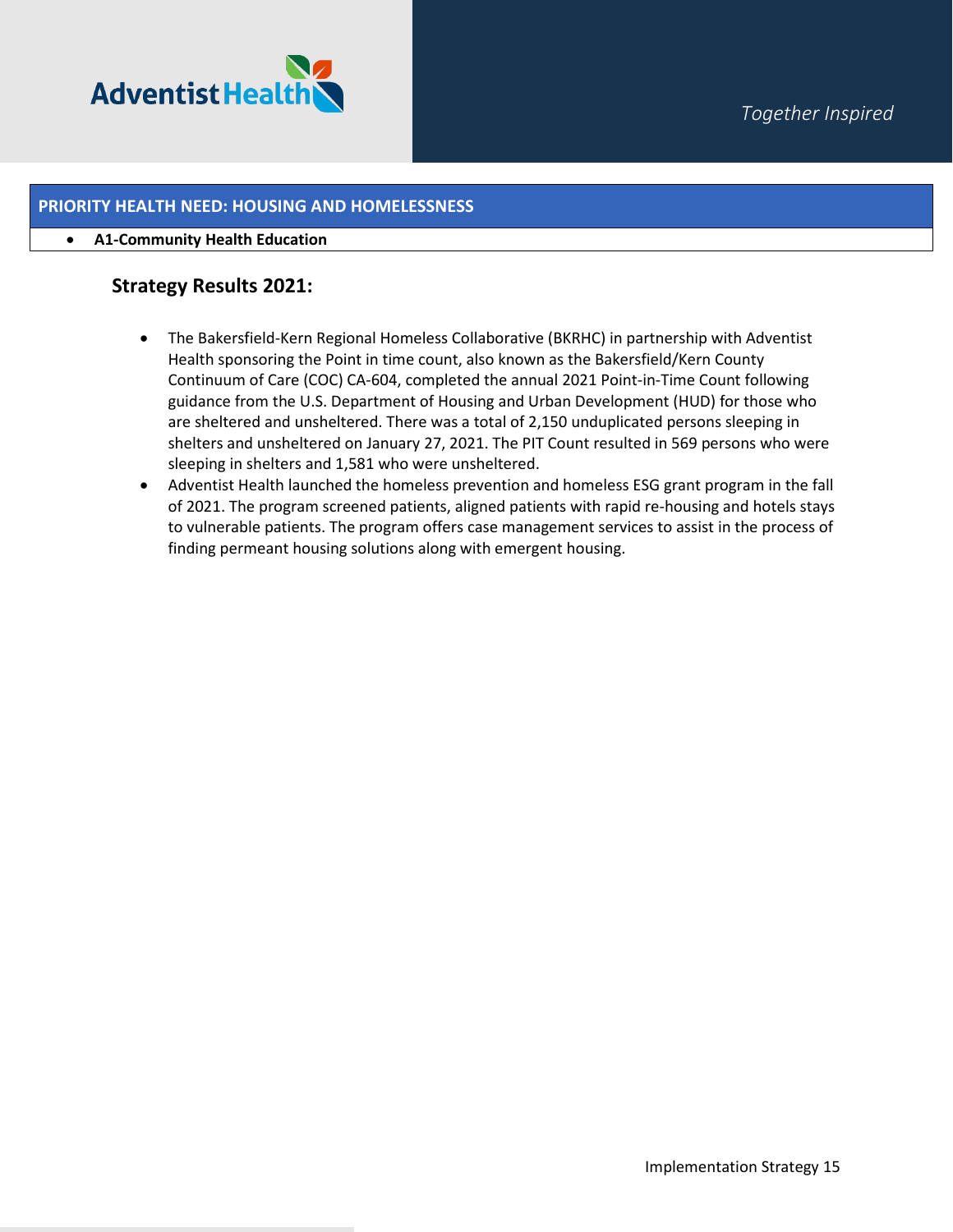## PRIORITY HEALTH NEED: HOUSING AND HOMELESSNESS

- **A1-Community Health Education**

### Strategy Results 2021:

- The Bakersfield-Kern Regional Homeless Collaborative (BKRHC) in partnership with Adventist Health sponsoring the Point in time count, also known as the Bakersfield/Kern County Continuum of Care (COC) CA-604, completed the annual 2021 Point-in-Time Count following guidance from the U.S. Department of Housing and Urban Development (HUD) for those who are sheltered and unsheltered. There was a total of 2,150 unduplicated persons sleeping in shelters and unsheltered on January 27, 2021. The PIT Count resulted in 569 persons who were sleeping in shelters and 1,581 who were unsheltered.
- Adventist Health launched the homeless prevention and homeless ESG grant program in the fall of 2021. The program screened patients, aligned patients with rapid re-housing and hotels stays to vulnerable patients. The program offers case management services to assist in the process of finding permeant housing solutions along with emergent housing.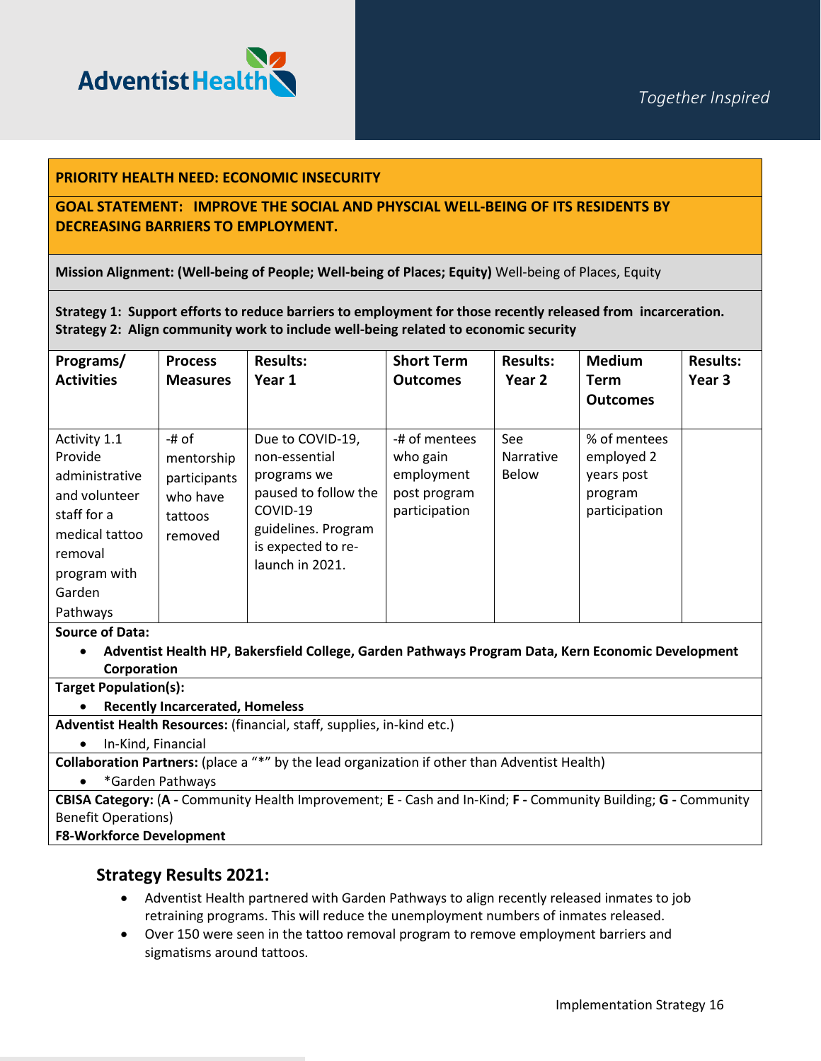**PRIORITY HEALTH NEED: ECONOMIC INSECURITY**

**GOAL STATEMENT: IMPROVE THE SOCIAL AND PHYSCIAL WELL-BEING OF ITS RESIDENTS BY DECREASING BARRIERS TO EMPLOYMENT.**

**Mission Alignment: (Well-being of People; Well-being of Places; Equity)** Well-being of Places, Equity

**Strategy 1: Support efforts to reduce barriers to employment for those recently released from incarceration.**
**Strategy 2: Align community work to include well-being related to economic security**

| Programs/ Activities | Process Measures | Results: Year 1 | Short Term Outcomes | Results: Year 2 | Medium Term Outcomes | Results: Year 3 |
|---|---|---|---|---|---|---|
| Activity 1.1 Provide administrative and volunteer staff for a medical tattoo removal program with Garden Pathways | -# of mentorship participants who have tattoos removed | Due to COVID-19, non-essential programs we paused to follow the COVID-19 guidelines. Program is expected to re-launch in 2021. | -# of mentees who gain employment post program participation | See Narrative Below | % of mentees employed 2 years post program participation | |

**Source of Data:**
- **Adventist Health HP, Bakersfield College, Garden Pathways Program Data, Kern Economic Development Corporation**

**Target Population(s):**
- **Recently Incarcerated, Homeless**

**Adventist Health Resources:** (financial, staff, supplies, in-kind etc.)
- In-Kind, Financial

**Collaboration Partners:** (place a "*" by the lead organization if other than Adventist Health)
- *Garden Pathways

**CBISA Category:** (**A -** Community Health Improvement; **E** - Cash and In-Kind; **F -** Community Building; **G -** Community Benefit Operations)
**F8-Workforce Development**

## Strategy Results 2021:

- Adventist Health partnered with Garden Pathways to align recently released inmates to job retraining programs. This will reduce the unemployment numbers of inmates released.
- Over 150 were seen in the tattoo removal program to remove employment barriers and sigmatisms around tattoos.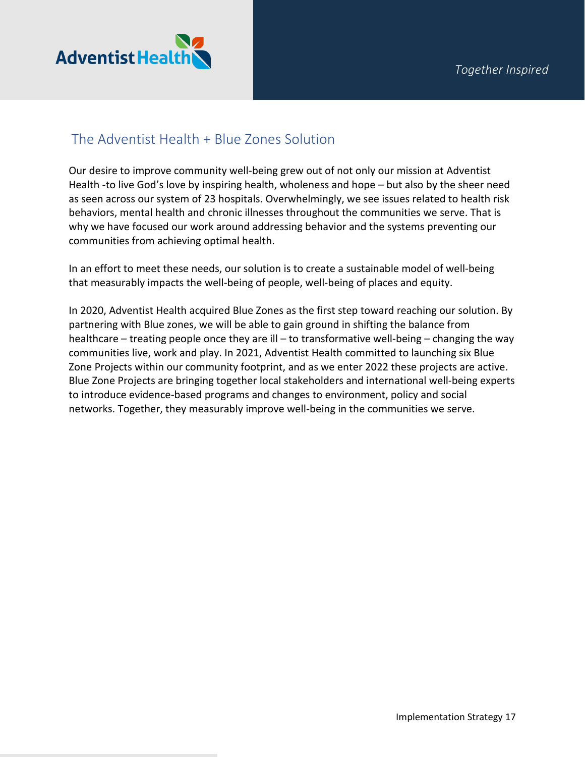## The Adventist Health + Blue Zones Solution

Our desire to improve community well-being grew out of not only our mission at Adventist Health -to live God's love by inspiring health, wholeness and hope – but also by the sheer need as seen across our system of 23 hospitals. Overwhelmingly, we see issues related to health risk behaviors, mental health and chronic illnesses throughout the communities we serve. That is why we have focused our work around addressing behavior and the systems preventing our communities from achieving optimal health.

In an effort to meet these needs, our solution is to create a sustainable model of well-being that measurably impacts the well-being of people, well-being of places and equity.

In 2020, Adventist Health acquired Blue Zones as the first step toward reaching our solution. By partnering with Blue zones, we will be able to gain ground in shifting the balance from healthcare – treating people once they are ill – to transformative well-being – changing the way communities live, work and play. In 2021, Adventist Health committed to launching six Blue Zone Projects within our community footprint, and as we enter 2022 these projects are active. Blue Zone Projects are bringing together local stakeholders and international well-being experts to introduce evidence-based programs and changes to environment, policy and social networks. Together, they measurably improve well-being in the communities we serve.